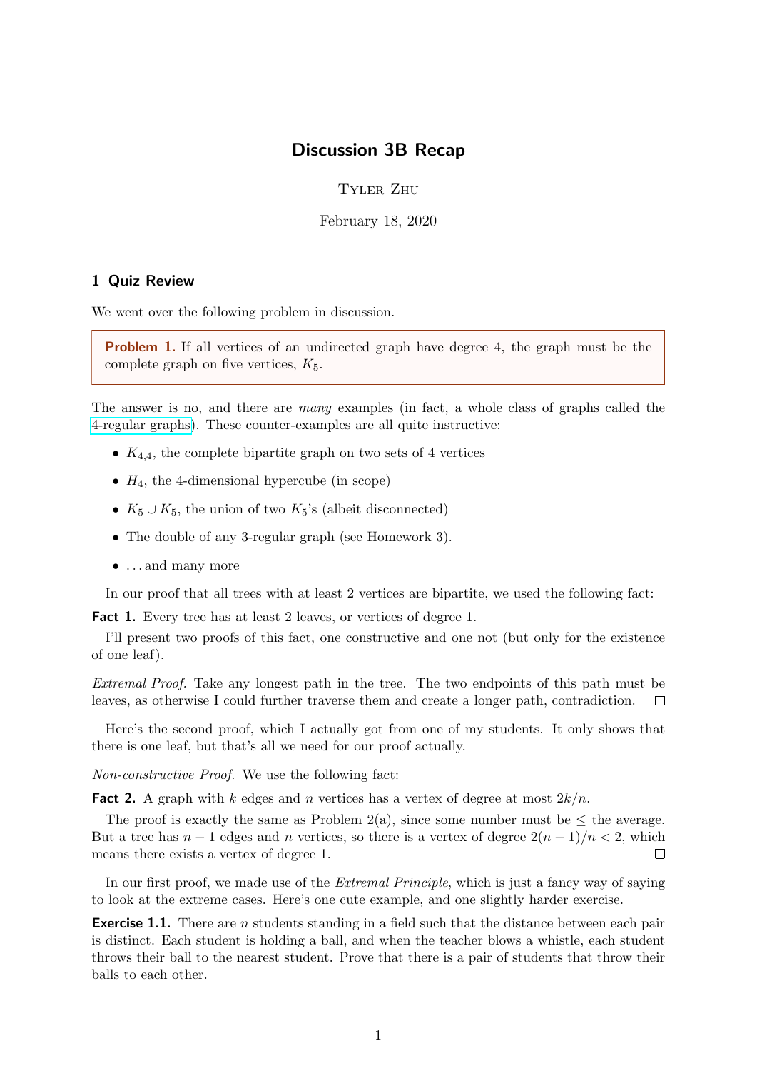# Discussion 3B Recap

Tyler Zhu

February 18, 2020

## 1 Quiz Review

We went over the following problem in discussion.

> **Problem 1.** If all vertices of an undirected graph have degree 4, the graph must be the complete graph on five vertices, $K_5$.

The answer is no, and there are *many* examples (in fact, a whole class of graphs called the 4-regular graphs). These counter-examples are all quite instructive:

- $K_{4,4}$, the complete bipartite graph on two sets of 4 vertices
- $H_4$, the 4-dimensional hypercube (in scope)
- $K_5 \cup K_5$, the union of two $K_5$'s (albeit disconnected)
- The double of any 3-regular graph (see Homework 3).
- ... and many more

In our proof that all trees with at least 2 vertices are bipartite, we used the following fact:

**Fact 1.** Every tree has at least 2 leaves, or vertices of degree 1.

I'll present two proofs of this fact, one constructive and one not (but only for the existence of one leaf).

*Extremal Proof.* Take any longest path in the tree. The two endpoints of this path must be leaves, as otherwise I could further traverse them and create a longer path, contradiction. □

Here's the second proof, which I actually got from one of my students. It only shows that there is one leaf, but that's all we need for our proof actually.

*Non-constructive Proof.* We use the following fact:

**Fact 2.** A graph with $k$ edges and $n$ vertices has a vertex of degree at most $2k/n$.

The proof is exactly the same as Problem 2(a), since some number must be $\leq$ the average. But a tree has $n-1$ edges and $n$ vertices, so there is a vertex of degree $2(n-1)/n < 2$, which means there exists a vertex of degree 1. □

In our first proof, we made use of the *Extremal Principle*, which is just a fancy way of saying to look at the extreme cases. Here's one cute example, and one slightly harder exercise.

**Exercise 1.1.** There are $n$ students standing in a field such that the distance between each pair is distinct. Each student is holding a ball, and when the teacher blows a whistle, each student throws their ball to the nearest student. Prove that there is a pair of students that throw their balls to each other.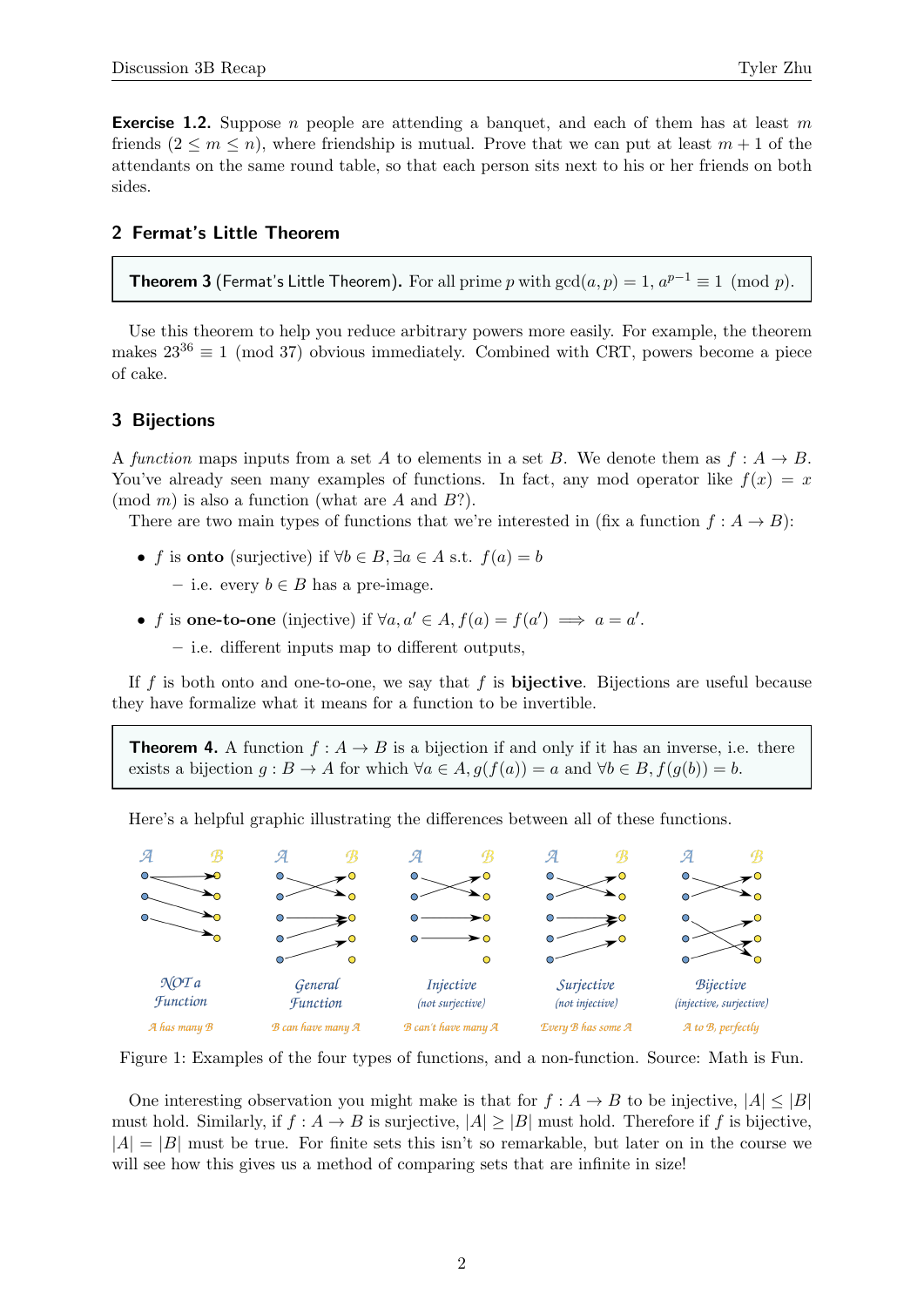**Exercise 1.2.** Suppose $n$ people are attending a banquet, and each of them has at least $m$ friends ($2 \leq m \leq n$), where friendship is mutual. Prove that we can put at least $m+1$ of the attendants on the same round table, so that each person sits next to his or her friends on both sides.

## 2 Fermat's Little Theorem

**Theorem 3** (Fermat's Little Theorem)**.** For all prime $p$ with $\gcd(a,p) = 1$, $a^{p-1} \equiv 1 \pmod{p}$.

Use this theorem to help you reduce arbitrary powers more easily. For example, the theorem makes $23^{36} \equiv 1 \pmod{37}$ obvious immediately. Combined with CRT, powers become a piece of cake.

## 3 Bijections

A *function* maps inputs from a set $A$ to elements in a set $B$. We denote them as $f : A \to B$. You've already seen many examples of functions. In fact, any mod operator like $f(x) = x \pmod{m}$ is also a function (what are $A$ and $B$?).

There are two main types of functions that we're interested in (fix a function $f : A \to B$):

- $f$ is **onto** (surjective) if $\forall b \in B, \exists a \in A$ s.t. $f(a) = b$
  - i.e. every $b \in B$ has a pre-image.
- $f$ is **one-to-one** (injective) if $\forall a, a' \in A, f(a) = f(a') \implies a = a'$.
  - i.e. different inputs map to different outputs,

If $f$ is both onto and one-to-one, we say that $f$ is **bijective**. Bijections are useful because they have formalize what it means for a function to be invertible.

**Theorem 4.** A function $f : A \to B$ is a bijection if and only if it has an inverse, i.e. there exists a bijection $g : B \to A$ for which $\forall a \in A, g(f(a)) = a$ and $\forall b \in B, f(g(b)) = b$.

Here's a helpful graphic illustrating the differences between all of these functions.

| NOT a Function | General Function | Injective (not surjective) | Surjective (not injective) | Bijective (injective, surjective) |
|---|---|---|---|---|
| A has many B | B can have many A | B can't have many A | Every B has some A | A to B, perfectly |

Figure 1: Examples of the four types of functions, and a non-function. Source: Math is Fun.

One interesting observation you might make is that for $f : A \to B$ to be injective, $|A| \leq |B|$ must hold. Similarly, if $f : A \to B$ is surjective, $|A| \geq |B|$ must hold. Therefore if $f$ is bijective, $|A| = |B|$ must be true. For finite sets this isn't so remarkable, but later on in the course we will see how this gives us a method of comparing sets that are infinite in size!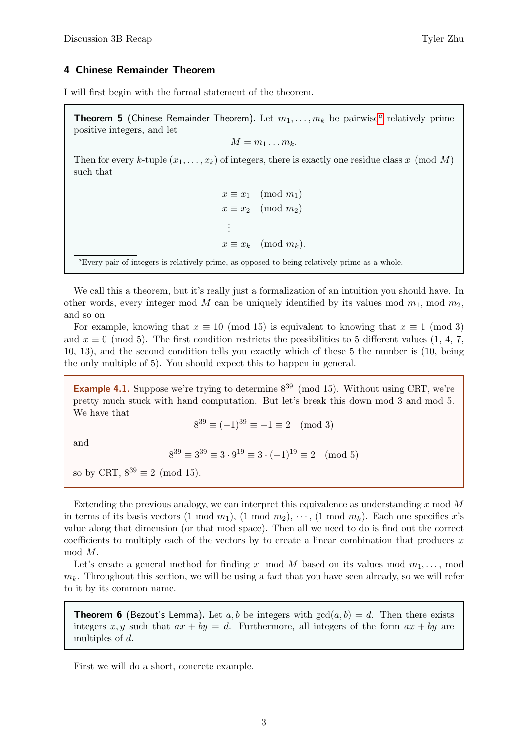## 4 Chinese Remainder Theorem

I will first begin with the formal statement of the theorem.

**Theorem 5** (Chinese Remainder Theorem)**.** Let $m_1, \dots, m_k$ be pairwise[a] relatively prime positive integers, and let

$$M = m_1 \dots m_k.$$

Then for every $k$-tuple $(x_1, \dots, x_k)$ of integers, there is exactly one residue class $x \pmod M$ such that

$$\begin{aligned} x &\equiv x_1 \pmod{m_1} \\ x &\equiv x_2 \pmod{m_2} \\ &\vdots \\ x &\equiv x_k \pmod{m_k}. \end{aligned}$$

[a] Every pair of integers is relatively prime, as opposed to being relatively prime as a whole.

We call this a theorem, but it's really just a formalization of an intuition you should have. In other words, every integer mod $M$ can be uniquely identified by its values mod $m_1$, mod $m_2$, and so on.

For example, knowing that $x \equiv 10 \pmod{15}$ is equivalent to knowing that $x \equiv 1 \pmod 3$ and $x \equiv 0 \pmod 5$. The first condition restricts the possibilities to 5 different values (1, 4, 7, 10, 13), and the second condition tells you exactly which of these 5 the number is (10, being the only multiple of 5). You should expect this to happen in general.

**Example 4.1.** Suppose we're trying to determine $8^{39} \pmod{15}$. Without using CRT, we're pretty much stuck with hand computation. But let's break this down mod 3 and mod 5. We have that

$$8^{39} \equiv (-1)^{39} \equiv -1 \equiv 2 \pmod 3$$

and

$$8^{39} \equiv 3^{39} \equiv 3 \cdot 9^{19} \equiv 3 \cdot (-1)^{19} \equiv 2 \pmod 5$$

so by CRT, $8^{39} \equiv 2 \pmod{15}$.

Extending the previous analogy, we can interpret this equivalence as understanding $x$ mod $M$ in terms of its basis vectors ($1 \bmod m_1$), ($1 \bmod m_2$), $\cdots$, ($1 \bmod m_k$). Each one specifies $x$'s value along that dimension (or that mod space). Then all we need to do is find out the correct coefficients to multiply each of the vectors by to create a linear combination that produces $x$ mod $M$.

Let's create a general method for finding $x \mod M$ based on its values mod $m_1, \dots,$ mod $m_k$. Throughout this section, we will be using a fact that you have seen already, so we will refer to it by its common name.

**Theorem 6** (Bezout's Lemma)**.** Let $a, b$ be integers with $\gcd(a, b) = d$. Then there exists integers $x, y$ such that $ax + by = d$. Furthermore, all integers of the form $ax + by$ are multiples of $d$.

First we will do a short, concrete example.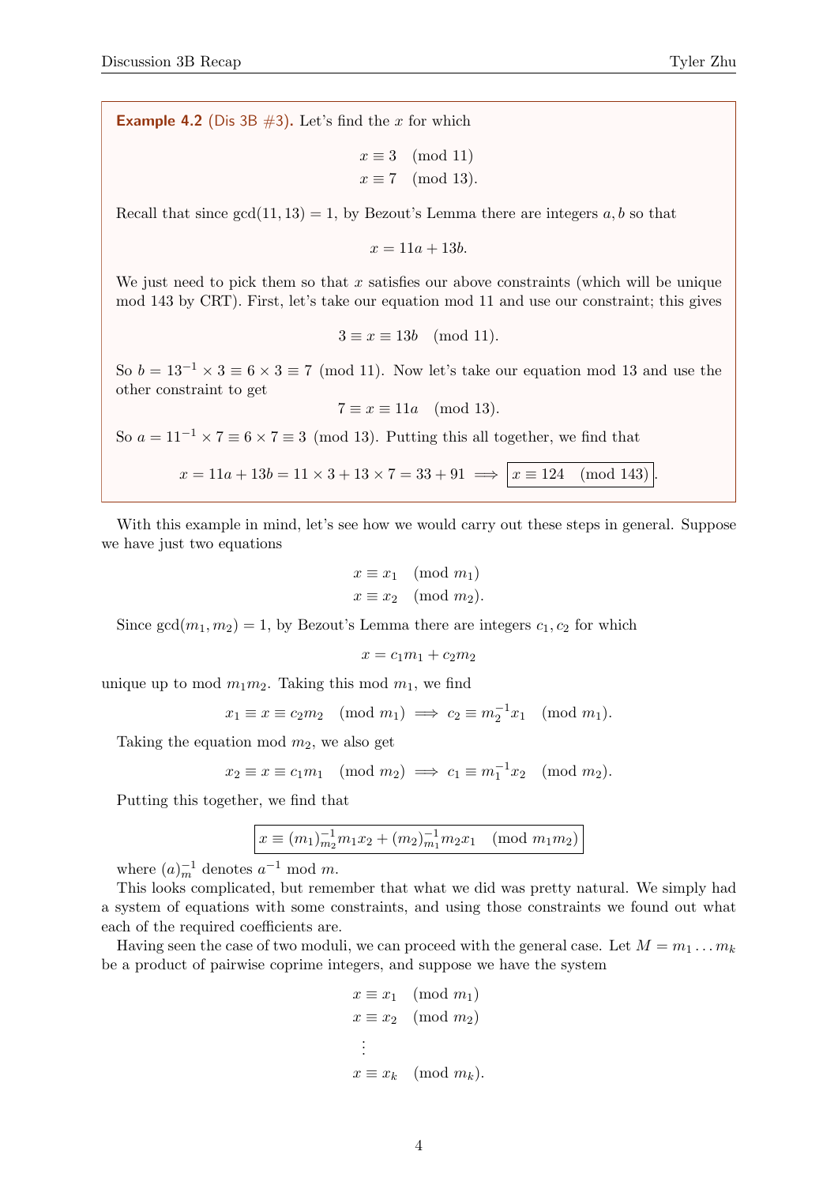**Example 4.2** (Dis 3B #3)**.** Let's find the $x$ for which

$$x \equiv 3 \pmod{11}$$
$$x \equiv 7 \pmod{13}.$$

Recall that since $\gcd(11, 13) = 1$, by Bezout's Lemma there are integers $a, b$ so that

$$x = 11a + 13b.$$

We just need to pick them so that $x$ satisfies our above constraints (which will be unique mod 143 by CRT). First, let's take our equation mod 11 and use our constraint; this gives

$$3 \equiv x \equiv 13b \pmod{11}.$$

So $b = 13^{-1} \times 3 \equiv 6 \times 3 \equiv 7 \pmod{11}$. Now let's take our equation mod 13 and use the other constraint to get

$$7 \equiv x \equiv 11a \pmod{13}.$$

So $a = 11^{-1} \times 7 \equiv 6 \times 7 \equiv 3 \pmod{13}$. Putting this all together, we find that

$$x = 11a + 13b = 11 \times 3 + 13 \times 7 = 33 + 91 \implies \boxed{x \equiv 124 \pmod{143}}.$$

With this example in mind, let's see how we would carry out these steps in general. Suppose we have just two equations

$$x \equiv x_1 \pmod{m_1}$$
$$x \equiv x_2 \pmod{m_2}.$$

Since $\gcd(m_1, m_2) = 1$, by Bezout's Lemma there are integers $c_1, c_2$ for which

$$x = c_1 m_1 + c_2 m_2$$

unique up to mod $m_1 m_2$. Taking this mod $m_1$, we find

$$x_1 \equiv x \equiv c_2 m_2 \pmod{m_1} \implies c_2 \equiv m_2^{-1} x_1 \pmod{m_1}.$$

Taking the equation mod $m_2$, we also get

$$x_2 \equiv x \equiv c_1 m_1 \pmod{m_2} \implies c_1 \equiv m_1^{-1} x_2 \pmod{m_2}.$$

Putting this together, we find that

$$\boxed{x \equiv (m_1)_{m_2}^{-1} m_1 x_2 + (m_2)_{m_1}^{-1} m_2 x_1 \pmod{m_1 m_2}}$$

where $(a)_m^{-1}$ denotes $a^{-1}$ mod $m$.

This looks complicated, but remember that what we did was pretty natural. We simply had a system of equations with some constraints, and using those constraints we found out what each of the required coefficients are.

Having seen the case of two moduli, we can proceed with the general case. Let $M = m_1 \dots m_k$ be a product of pairwise coprime integers, and suppose we have the system

$$x \equiv x_1 \pmod{m_1}$$
$$x \equiv x_2 \pmod{m_2}$$
$$\vdots$$
$$x \equiv x_k \pmod{m_k}.$$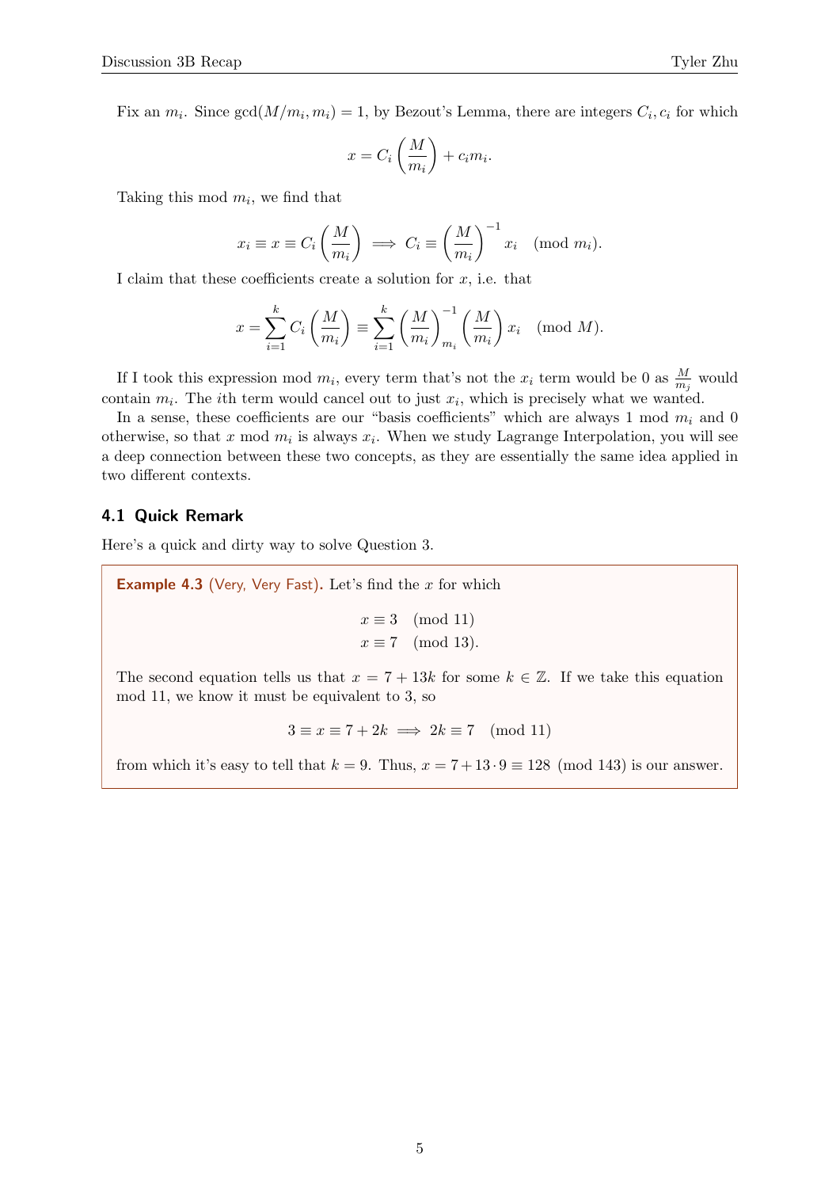Fix an $m_i$. Since $\gcd(M/m_i, m_i) = 1$, by Bezout's Lemma, there are integers $C_i, c_i$ for which

$$x = C_i\left(\frac{M}{m_i}\right) + c_i m_i.$$

Taking this mod $m_i$, we find that

$$x_i \equiv x \equiv C_i\left(\frac{M}{m_i}\right) \implies C_i \equiv \left(\frac{M}{m_i}\right)^{-1} x_i \pmod{m_i}.$$

I claim that these coefficients create a solution for $x$, i.e. that

$$x = \sum_{i=1}^{k} C_i\left(\frac{M}{m_i}\right) \equiv \sum_{i=1}^{k} \left(\frac{M}{m_i}\right)_{m_i}^{-1}\left(\frac{M}{m_i}\right) x_i \pmod{M}.$$

If I took this expression mod $m_i$, every term that's not the $x_i$ term would be 0 as $\frac{M}{m_j}$ would contain $m_i$. The $i$th term would cancel out to just $x_i$, which is precisely what we wanted.

In a sense, these coefficients are our "basis coefficients" which are always 1 mod $m_i$ and 0 otherwise, so that $x$ mod $m_i$ is always $x_i$. When we study Lagrange Interpolation, you will see a deep connection between these two concepts, as they are essentially the same idea applied in two different contexts.

### 4.1 Quick Remark

Here's a quick and dirty way to solve Question 3.

> **Example 4.3** (Very, Very Fast)**.** Let's find the $x$ for which
>
> $$x \equiv 3 \pmod{11}$$
> $$x \equiv 7 \pmod{13}.$$
>
> The second equation tells us that $x = 7 + 13k$ for some $k \in \mathbb{Z}$. If we take this equation mod 11, we know it must be equivalent to 3, so
>
> $$3 \equiv x \equiv 7 + 2k \implies 2k \equiv 7 \pmod{11}$$
>
> from which it's easy to tell that $k = 9$. Thus, $x = 7 + 13 \cdot 9 \equiv 128 \pmod{143}$ is our answer.